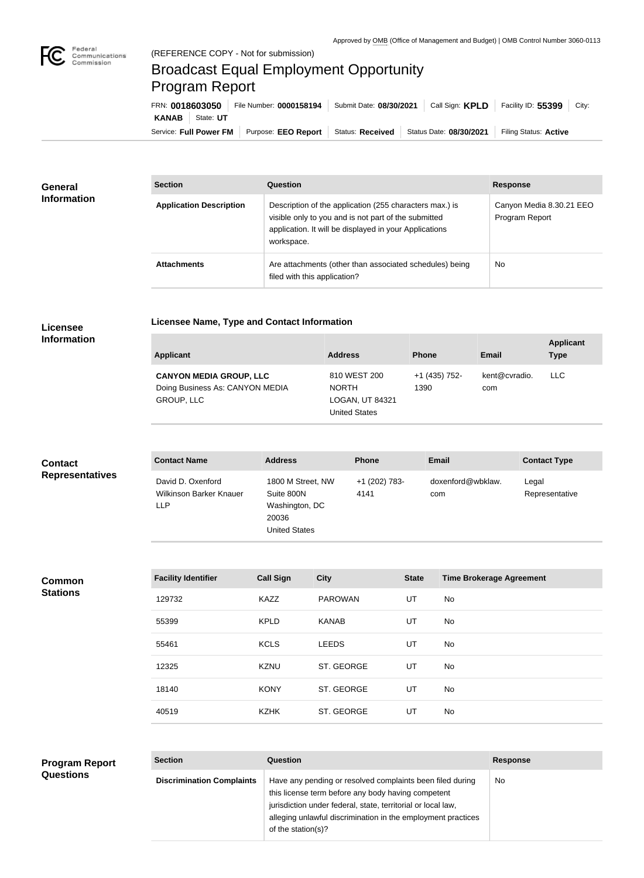Approved by OMB (Office of Management and Budget) | OMB Control Number 3060-0113

Federal Communications Commission

(REFERENCE COPY - Not for submission)

# Broadcast Equal Employment Opportunity Program Report

FRN: **0018603050** | File Number: **0000158194** | Submit Date: **08/30/2021** | Call Sign: **KPLD** | Facility ID: **55399** | City: **KANAB** | State: **UT**

Service: **Full Power FM** | Purpose: **EEO Report** | Status: **Received** | Status Date: **08/30/2021** | Filing Status: **Active**

## General Information

| Section | Question | Response |
| --- | --- | --- |
| **Application Description** | Description of the application (255 characters max.) is visible only to you and is not part of the submitted application. It will be displayed in your Applications workspace. | Canyon Media 8.30.21 EEO Program Report |
| **Attachments** | Are attachments (other than associated schedules) being filed with this application? | No |

## Licensee Information

### Licensee Name, Type and Contact Information

| Applicant | Address | Phone | Email | Applicant Type |
| --- | --- | --- | --- | --- |
| **CANYON MEDIA GROUP, LLC** Doing Business As: CANYON MEDIA GROUP, LLC | 810 WEST 200 NORTH LOGAN, UT 84321 United States | +1 (435) 752-1390 | kent@cvradio.com | LLC |

## Contact Representatives

| Contact Name | Address | Phone | Email | Contact Type |
| --- | --- | --- | --- | --- |
| David D. Oxenford Wilkinson Barker Knauer LLP | 1800 M Street, NW Suite 800N Washington, DC 20036 United States | +1 (202) 783-4141 | doxenford@wbklaw.com | Legal Representative |

## Common Stations

| Facility Identifier | Call Sign | City | State | Time Brokerage Agreement |
| --- | --- | --- | --- | --- |
| 129732 | KAZZ | PAROWAN | UT | No |
| 55399 | KPLD | KANAB | UT | No |
| 55461 | KCLS | LEEDS | UT | No |
| 12325 | KZNU | ST. GEORGE | UT | No |
| 18140 | KONY | ST. GEORGE | UT | No |
| 40519 | KZHK | ST. GEORGE | UT | No |

## Program Report Questions

| Section | Question | Response |
| --- | --- | --- |
| **Discrimination Complaints** | Have any pending or resolved complaints been filed during this license term before any body having competent jurisdiction under federal, state, territorial or local law, alleging unlawful discrimination in the employment practices of the station(s)? | No |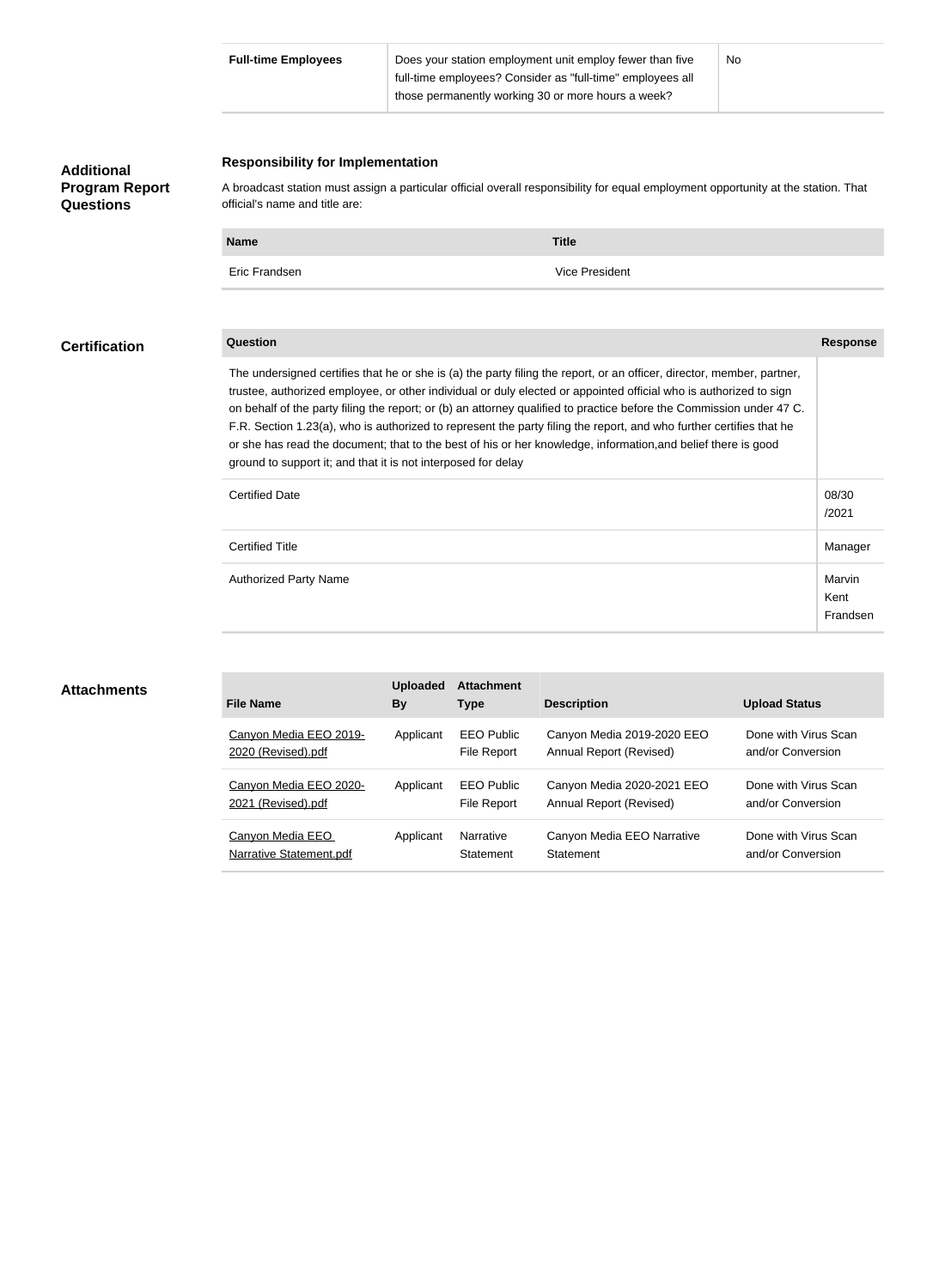| | | |
|---|---|---|
| **Full-time Employees** | Does your station employment unit employ fewer than five full-time employees? Consider as "full-time" employees all those permanently working 30 or more hours a week? | No |

## Additional Program Report Questions

**Responsibility for Implementation**

A broadcast station must assign a particular official overall responsibility for equal employment opportunity at the station. That official's name and title are:

| Name | Title |
|---|---|
| Eric Frandsen | Vice President |

## Certification

| Question | Response |
|---|---|
| The undersigned certifies that he or she is (a) the party filing the report, or an officer, director, member, partner, trustee, authorized employee, or other individual or duly elected or appointed official who is authorized to sign on behalf of the party filing the report; or (b) an attorney qualified to practice before the Commission under 47 C.F.R. Section 1.23(a), who is authorized to represent the party filing the report, and who further certifies that he or she has read the document; that to the best of his or her knowledge, information,and belief there is good ground to support it; and that it is not interposed for delay | |
| Certified Date | 08/30/2021 |
| Certified Title | Manager |
| Authorized Party Name | Marvin Kent Frandsen |

## Attachments

| File Name | Uploaded By | Attachment Type | Description | Upload Status |
|---|---|---|---|---|
| Canyon Media EEO 2019-2020 (Revised).pdf | Applicant | EEO Public File Report | Canyon Media 2019-2020 EEO Annual Report (Revised) | Done with Virus Scan and/or Conversion |
| Canyon Media EEO 2020-2021 (Revised).pdf | Applicant | EEO Public File Report | Canyon Media 2020-2021 EEO Annual Report (Revised) | Done with Virus Scan and/or Conversion |
| Canyon Media EEO Narrative Statement.pdf | Applicant | Narrative Statement | Canyon Media EEO Narrative Statement | Done with Virus Scan and/or Conversion |